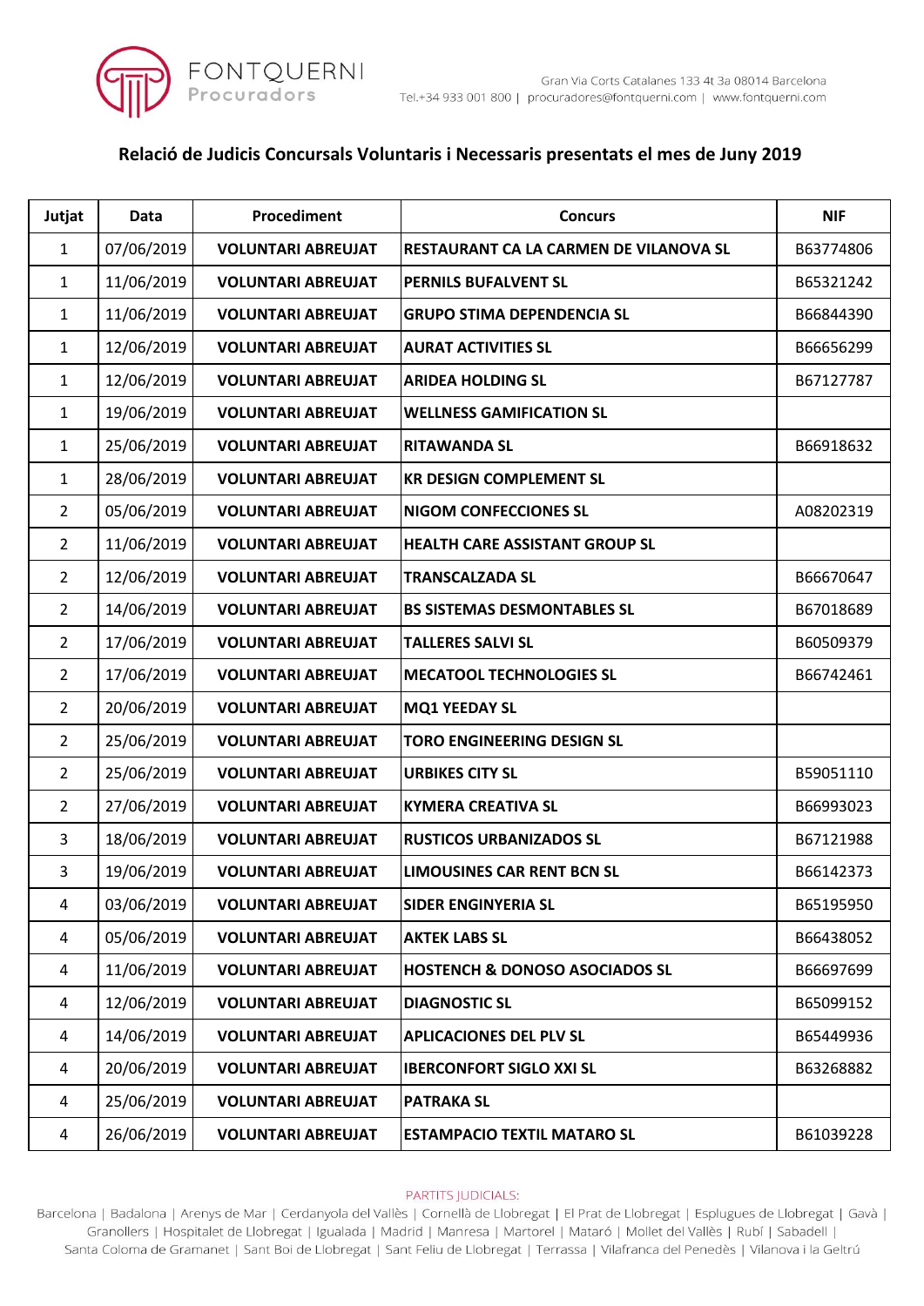## Relació de Judicis Concursals Voluntaris i Necessaris presentats el mes de Juny 2019

| Jutjat | Data | Procediment | Concurs | NIF |
|---|---|---|---|---|
| 1 | 07/06/2019 | VOLUNTARI ABREUJAT | RESTAURANT CA LA CARMEN DE VILANOVA SL | B63774806 |
| 1 | 11/06/2019 | VOLUNTARI ABREUJAT | PERNILS BUFALVENT SL | B65321242 |
| 1 | 11/06/2019 | VOLUNTARI ABREUJAT | GRUPO STIMA DEPENDENCIA SL | B66844390 |
| 1 | 12/06/2019 | VOLUNTARI ABREUJAT | AURAT ACTIVITIES SL | B66656299 |
| 1 | 12/06/2019 | VOLUNTARI ABREUJAT | ARIDEA HOLDING SL | B67127787 |
| 1 | 19/06/2019 | VOLUNTARI ABREUJAT | WELLNESS GAMIFICATION SL | |
| 1 | 25/06/2019 | VOLUNTARI ABREUJAT | RITAWANDA SL | B66918632 |
| 1 | 28/06/2019 | VOLUNTARI ABREUJAT | KR DESIGN COMPLEMENT SL | |
| 2 | 05/06/2019 | VOLUNTARI ABREUJAT | NIGOM CONFECCIONES SL | A08202319 |
| 2 | 11/06/2019 | VOLUNTARI ABREUJAT | HEALTH CARE ASSISTANT GROUP SL | |
| 2 | 12/06/2019 | VOLUNTARI ABREUJAT | TRANSCALZADA SL | B66670647 |
| 2 | 14/06/2019 | VOLUNTARI ABREUJAT | BS SISTEMAS DESMONTABLES SL | B67018689 |
| 2 | 17/06/2019 | VOLUNTARI ABREUJAT | TALLERES SALVI SL | B60509379 |
| 2 | 17/06/2019 | VOLUNTARI ABREUJAT | MECATOOL TECHNOLOGIES SL | B66742461 |
| 2 | 20/06/2019 | VOLUNTARI ABREUJAT | MQ1 YEEDAY SL | |
| 2 | 25/06/2019 | VOLUNTARI ABREUJAT | TORO ENGINEERING DESIGN SL | |
| 2 | 25/06/2019 | VOLUNTARI ABREUJAT | URBIKES CITY SL | B59051110 |
| 2 | 27/06/2019 | VOLUNTARI ABREUJAT | KYMERA CREATIVA SL | B66993023 |
| 3 | 18/06/2019 | VOLUNTARI ABREUJAT | RUSTICOS URBANIZADOS SL | B67121988 |
| 3 | 19/06/2019 | VOLUNTARI ABREUJAT | LIMOUSINES CAR RENT BCN SL | B66142373 |
| 4 | 03/06/2019 | VOLUNTARI ABREUJAT | SIDER ENGINYERIA SL | B65195950 |
| 4 | 05/06/2019 | VOLUNTARI ABREUJAT | AKTEK LABS SL | B66438052 |
| 4 | 11/06/2019 | VOLUNTARI ABREUJAT | HOSTENCH & DONOSO ASOCIADOS SL | B66697699 |
| 4 | 12/06/2019 | VOLUNTARI ABREUJAT | DIAGNOSTIC SL | B65099152 |
| 4 | 14/06/2019 | VOLUNTARI ABREUJAT | APLICACIONES DEL PLV SL | B65449936 |
| 4 | 20/06/2019 | VOLUNTARI ABREUJAT | IBERCONFORT SIGLO XXI SL | B63268882 |
| 4 | 25/06/2019 | VOLUNTARI ABREUJAT | PATRAKA SL | |
| 4 | 26/06/2019 | VOLUNTARI ABREUJAT | ESTAMPACIO TEXTIL MATARO SL | B61039228 |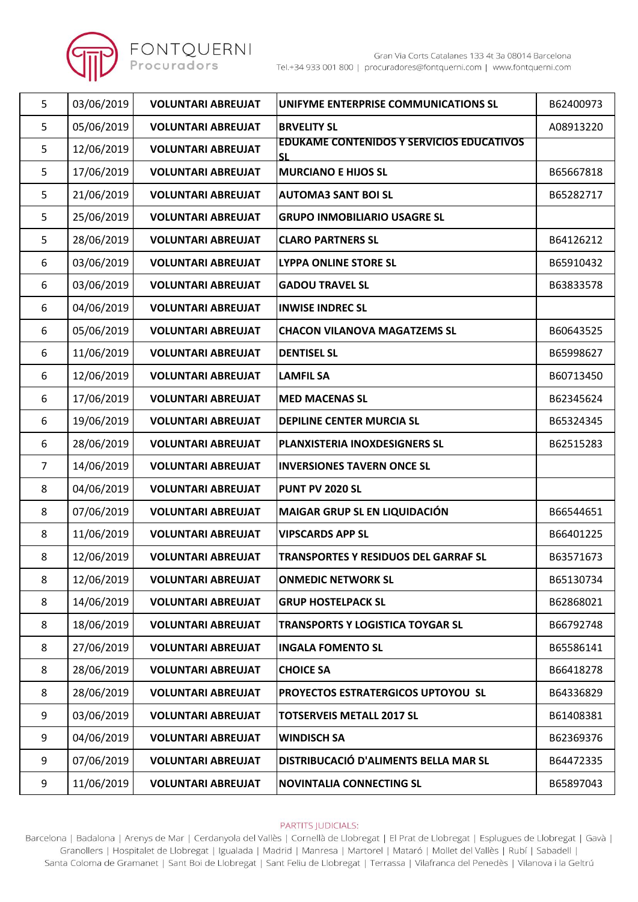| | | | | |
|---|---|---|---|---|
| 5 | 03/06/2019 | **VOLUNTARI ABREUJAT** | **UNIFYME ENTERPRISE COMMUNICATIONS SL** | B62400973 |
| 5 | 05/06/2019 | **VOLUNTARI ABREUJAT** | **BRVELITY SL** | A08913220 |
| 5 | 12/06/2019 | **VOLUNTARI ABREUJAT** | **EDUKAME CONTENIDOS Y SERVICIOS EDUCATIVOS SL** | |
| 5 | 17/06/2019 | **VOLUNTARI ABREUJAT** | **MURCIANO E HIJOS SL** | B65667818 |
| 5 | 21/06/2019 | **VOLUNTARI ABREUJAT** | **AUTOMA3 SANT BOI SL** | B65282717 |
| 5 | 25/06/2019 | **VOLUNTARI ABREUJAT** | **GRUPO INMOBILIARIO USAGRE SL** | |
| 5 | 28/06/2019 | **VOLUNTARI ABREUJAT** | **CLARO PARTNERS SL** | B64126212 |
| 6 | 03/06/2019 | **VOLUNTARI ABREUJAT** | **LYPPA ONLINE STORE SL** | B65910432 |
| 6 | 03/06/2019 | **VOLUNTARI ABREUJAT** | **GADOU TRAVEL SL** | B63833578 |
| 6 | 04/06/2019 | **VOLUNTARI ABREUJAT** | **INWISE INDREC SL** | |
| 6 | 05/06/2019 | **VOLUNTARI ABREUJAT** | **CHACON VILANOVA MAGATZEMS SL** | B60643525 |
| 6 | 11/06/2019 | **VOLUNTARI ABREUJAT** | **DENTISEL SL** | B65998627 |
| 6 | 12/06/2019 | **VOLUNTARI ABREUJAT** | **LAMFIL SA** | B60713450 |
| 6 | 17/06/2019 | **VOLUNTARI ABREUJAT** | **MED MACENAS SL** | B62345624 |
| 6 | 19/06/2019 | **VOLUNTARI ABREUJAT** | **DEPILINE CENTER MURCIA SL** | B65324345 |
| 6 | 28/06/2019 | **VOLUNTARI ABREUJAT** | **PLANXISTERIA INOXDESIGNERS SL** | B62515283 |
| 7 | 14/06/2019 | **VOLUNTARI ABREUJAT** | **INVERSIONES TAVERN ONCE SL** | |
| 8 | 04/06/2019 | **VOLUNTARI ABREUJAT** | **PUNT PV 2020 SL** | |
| 8 | 07/06/2019 | **VOLUNTARI ABREUJAT** | **MAIGAR GRUP SL EN LIQUIDACIÓN** | B66544651 |
| 8 | 11/06/2019 | **VOLUNTARI ABREUJAT** | **VIPSCARDS APP SL** | B66401225 |
| 8 | 12/06/2019 | **VOLUNTARI ABREUJAT** | **TRANSPORTES Y RESIDUOS DEL GARRAF SL** | B63571673 |
| 8 | 12/06/2019 | **VOLUNTARI ABREUJAT** | **ONMEDIC NETWORK SL** | B65130734 |
| 8 | 14/06/2019 | **VOLUNTARI ABREUJAT** | **GRUP HOSTELPACK SL** | B62868021 |
| 8 | 18/06/2019 | **VOLUNTARI ABREUJAT** | **TRANSPORTS Y LOGISTICA TOYGAR SL** | B66792748 |
| 8 | 27/06/2019 | **VOLUNTARI ABREUJAT** | **INGALA FOMENTO SL** | B65586141 |
| 8 | 28/06/2019 | **VOLUNTARI ABREUJAT** | **CHOICE SA** | B66418278 |
| 8 | 28/06/2019 | **VOLUNTARI ABREUJAT** | **PROYECTOS ESTRATERGICOS UPTOYOU SL** | B64336829 |
| 9 | 03/06/2019 | **VOLUNTARI ABREUJAT** | **TOTSERVEIS METALL 2017 SL** | B61408381 |
| 9 | 04/06/2019 | **VOLUNTARI ABREUJAT** | **WINDISCH SA** | B62369376 |
| 9 | 07/06/2019 | **VOLUNTARI ABREUJAT** | **DISTRIBUCACIÓ D'ALIMENTS BELLA MAR SL** | B64472335 |
| 9 | 11/06/2019 | **VOLUNTARI ABREUJAT** | **NOVINTALIA CONNECTING SL** | B65897043 |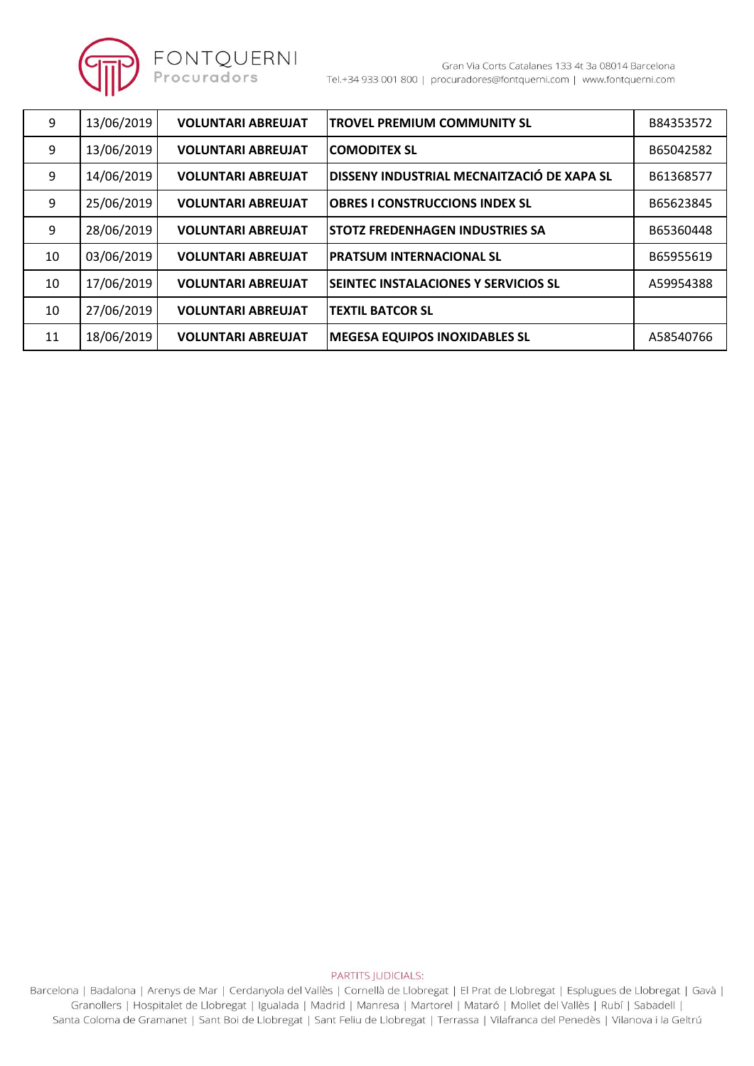| | | | | |
|---|---|---|---|---|
| 9 | 13/06/2019 | **VOLUNTARI ABREUJAT** | **TROVEL PREMIUM COMMUNITY SL** | B84353572 |
| 9 | 13/06/2019 | **VOLUNTARI ABREUJAT** | **COMODITEX SL** | B65042582 |
| 9 | 14/06/2019 | **VOLUNTARI ABREUJAT** | **DISSENY INDUSTRIAL MECNAITZACIÓ DE XAPA SL** | B61368577 |
| 9 | 25/06/2019 | **VOLUNTARI ABREUJAT** | **OBRES I CONSTRUCCIONS INDEX SL** | B65623845 |
| 9 | 28/06/2019 | **VOLUNTARI ABREUJAT** | **STOTZ FREDENHAGEN INDUSTRIES SA** | B65360448 |
| 10 | 03/06/2019 | **VOLUNTARI ABREUJAT** | **PRATSUM INTERNACIONAL SL** | B65955619 |
| 10 | 17/06/2019 | **VOLUNTARI ABREUJAT** | **SEINTEC INSTALACIONES Y SERVICIOS SL** | A59954388 |
| 10 | 27/06/2019 | **VOLUNTARI ABREUJAT** | **TEXTIL BATCOR SL** | |
| 11 | 18/06/2019 | **VOLUNTARI ABREUJAT** | **MEGESA EQUIPOS INOXIDABLES SL** | A58540766 |